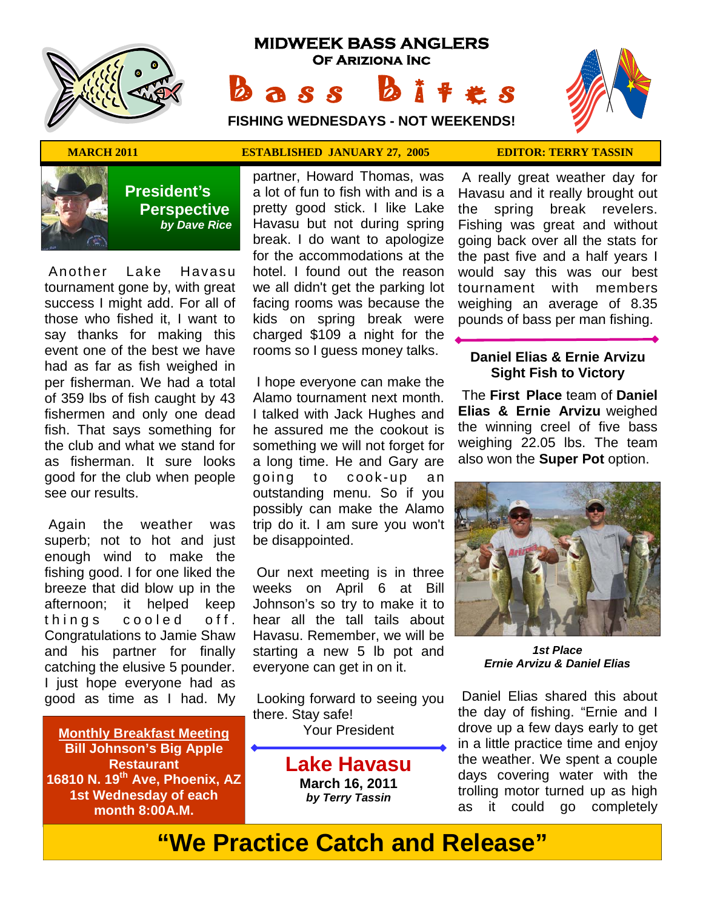# MIDWEEK BASS ANGLERS

**OF ARIZIONA INC**

# Bass Bites

**FISHING WEDNESDAYS - NOT WEEKENDS!**

**MARCH 2011** | **ESTABLISHED JANUARY 27, 2005** | **EDITOR: TERRY TASSIN**

## President's Perspective

*by Dave Rice*

Another Lake Havasu tournament gone by, with great success I might add. For all of those who fished it, I want to say thanks for making this event one of the best we have had as far as fish weighed in per fisherman. We had a total of 359 lbs of fish caught by 43 fishermen and only one dead fish. That says something for the club and what we stand for as fisherman. It sure looks good for the club when people see our results.

Again the weather was superb; not to hot and just enough wind to make the fishing good. I for one liked the breeze that did blow up in the afternoon; it helped keep things cooled off. Congratulations to Jamie Shaw and his partner for finally catching the elusive 5 pounder. I just hope everyone had as good as time as I had. My partner, Howard Thomas, was a lot of fun to fish with and is a pretty good stick. I like Lake Havasu but not during spring break. I do want to apologize for the accommodations at the hotel. I found out the reason we all didn't get the parking lot facing rooms was because the kids on spring break were charged $109 a night for the rooms so I guess money talks.

I hope everyone can make the Alamo tournament next month. I talked with Jack Hughes and he assured me the cookout is something we will not forget for a long time. He and Gary are going to cook-up an outstanding menu. So if you possibly can make the Alamo trip do it. I am sure you won't be disappointed.

Our next meeting is in three weeks on April 6 at Bill Johnson's so try to make it to hear all the tall tails about Havasu. Remember, we will be starting a new 5 lb pot and everyone can get in on it.

Looking forward to seeing you there. Stay safe!

Your President

**Monthly Breakfast Meeting**
**Bill Johnson's Big Apple Restaurant**
**16810 N. 19th Ave, Phoenix, AZ**
**1st Wednesday of each month 8:00A.M.**

## Lake Havasu

**March 16, 2011**

*by Terry Tassin*

A really great weather day for Havasu and it really brought out the spring break revelers. Fishing was great and without going back over all the stats for the past five and a half years I would say this was our best tournament with members weighing an average of 8.35 pounds of bass per man fishing.

### Daniel Elias & Ernie Arvizu Sight Fish to Victory

The **First Place** team of **Daniel Elias & Ernie Arvizu** weighed the winning creel of five bass weighing 22.05 lbs. The team also won the **Super Pot** option.

***1st Place***
***Ernie Arvizu & Daniel Elias***

Daniel Elias shared this about the day of fishing. "Ernie and I drove up a few days early to get in a little practice time and enjoy the weather. We spent a couple days covering water with the trolling motor turned up as high as it could go completely

**"We Practice Catch and Release"**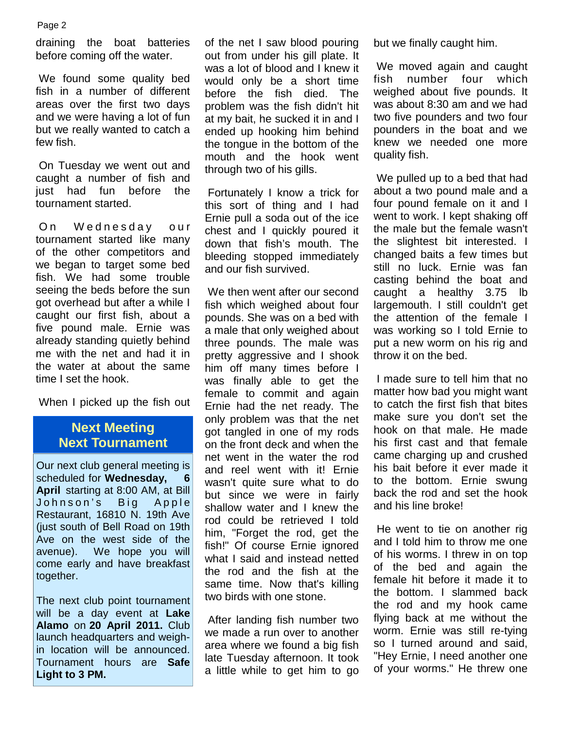draining the boat batteries before coming off the water.

We found some quality bed fish in a number of different areas over the first two days and we were having a lot of fun but we really wanted to catch a few fish.

On Tuesday we went out and caught a number of fish and just had fun before the tournament started.

On Wednesday our tournament started like many of the other competitors and we began to target some bed fish. We had some trouble seeing the beds before the sun got overhead but after a while I caught our first fish, about a five pound male. Ernie was already standing quietly behind me with the net and had it in the water at about the same time I set the hook.

When I picked up the fish out of the net I saw blood pouring out from under his gill plate. It was a lot of blood and I knew it would only be a short time before the fish died. The problem was the fish didn't hit at my bait, he sucked it in and I ended up hooking him behind the tongue in the bottom of the mouth and the hook went through two of his gills.

Fortunately I know a trick for this sort of thing and I had Ernie pull a soda out of the ice chest and I quickly poured it down that fish's mouth. The bleeding stopped immediately and our fish survived.

We then went after our second fish which weighed about four pounds. She was on a bed with a male that only weighed about three pounds. The male was pretty aggressive and I shook him off many times before I was finally able to get the female to commit and again Ernie had the net ready. The only problem was that the net got tangled in one of my rods on the front deck and when the net went in the water the rod and reel went with it! Ernie wasn't quite sure what to do but since we were in fairly shallow water and I knew the rod could be retrieved I told him, "Forget the rod, get the fish!" Of course Ernie ignored what I said and instead netted the rod and the fish at the same time. Now that's killing two birds with one stone.

After landing fish number two we made a run over to another area where we found a big fish late Tuesday afternoon. It took a little while to get him to go but we finally caught him.

We moved again and caught fish number four which weighed about five pounds. It was about 8:30 am and we had two five pounders and two four pounders in the boat and we knew we needed one more quality fish.

We pulled up to a bed that had about a two pound male and a four pound female on it and I went to work. I kept shaking off the male but the female wasn't the slightest bit interested. I changed baits a few times but still no luck. Ernie was fan casting behind the boat and caught a healthy 3.75 lb largemouth. I still couldn't get the attention of the female I was working so I told Ernie to put a new worm on his rig and throw it on the bed.

I made sure to tell him that no matter how bad you might want to catch the first fish that bites make sure you don't set the hook on that male. He made his first cast and that female came charging up and crushed his bait before it ever made it to the bottom. Ernie swung back the rod and set the hook and his line broke!

He went to tie on another rig and I told him to throw me one of his worms. I threw in on top of the bed and again the female hit before it made it to the bottom. I slammed back the rod and my hook came flying back at me without the worm. Ernie was still re-tying so I turned around and said, "Hey Ernie, I need another one of your worms." He threw one

## Next Meeting
## Next Tournament

Our next club general meeting is scheduled for **Wednesday, 6 April** starting at 8:00 AM, at Bill Johnson's Big Apple Restaurant, 16810 N. 19th Ave (just south of Bell Road on 19th Ave on the west side of the avenue). We hope you will come early and have breakfast together.

The next club point tournament will be a day event at **Lake Alamo** on **20 April 2011.** Club launch headquarters and weigh-in location will be announced. Tournament hours are **Safe Light to 3 PM.**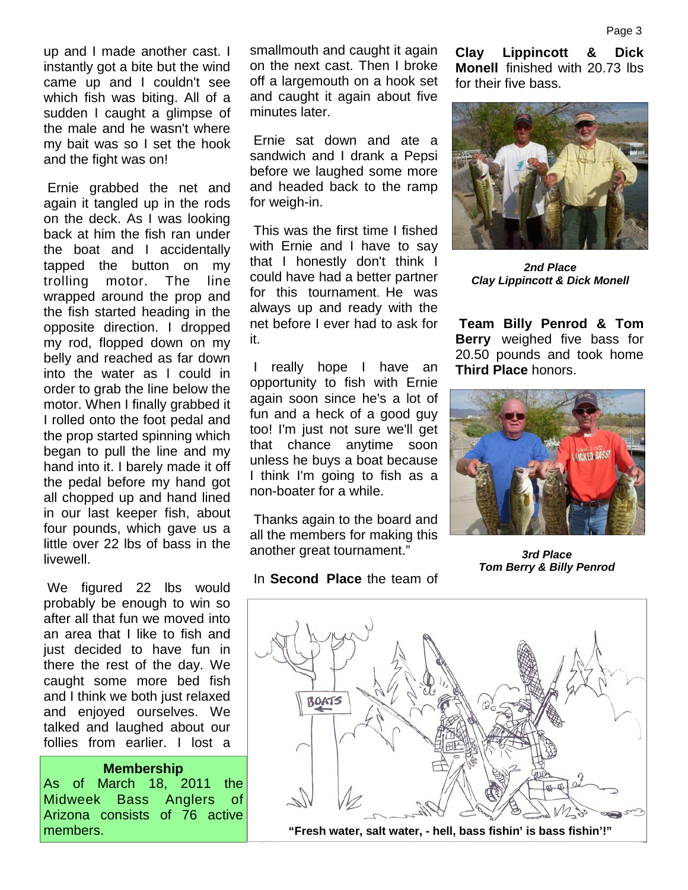up and I made another cast. I instantly got a bite but the wind came up and I couldn't see which fish was biting. All of a sudden I caught a glimpse of the male and he wasn't where my bait was so I set the hook and the fight was on!

Ernie grabbed the net and again it tangled up in the rods on the deck. As I was looking back at him the fish ran under the boat and I accidentally tapped the button on my trolling motor. The line wrapped around the prop and the fish started heading in the opposite direction. I dropped my rod, flopped down on my belly and reached as far down into the water as I could in order to grab the line below the motor. When I finally grabbed it I rolled onto the foot pedal and the prop started spinning which began to pull the line and my hand into it. I barely made it off the pedal before my hand got all chopped up and hand lined in our last keeper fish, about four pounds, which gave us a little over 22 lbs of bass in the livewell.

We figured 22 lbs would probably be enough to win so after all that fun we moved into an area that I like to fish and just decided to have fun in there the rest of the day. We caught some more bed fish and I think we both just relaxed and enjoyed ourselves. We talked and laughed about our follies from earlier. I lost a smallmouth and caught it again on the next cast. Then I broke off a largemouth on a hook set and caught it again about five minutes later.

Ernie sat down and ate a sandwich and I drank a Pepsi before we laughed some more and headed back to the ramp for weigh-in.

This was the first time I fished with Ernie and I have to say that I honestly don't think I could have had a better partner for this tournament. He was always up and ready with the net before I ever had to ask for it.

I really hope I have an opportunity to fish with Ernie again soon since he's a lot of fun and a heck of a good guy too! I'm just not sure we'll get that chance anytime soon unless he buys a boat because I think I'm going to fish as a non-boater for a while.

Thanks again to the board and all the members for making this another great tournament."

In **Second Place** the team of **Clay Lippincott & Dick Monell** finished with 20.73 lbs for their five bass.

***2nd Place***
***Clay Lippincott & Dick Monell***

**Team Billy Penrod & Tom Berry** weighed five bass for 20.50 pounds and took home **Third Place** honors.

***3rd Place***
***Tom Berry & Billy Penrod***

**"Fresh water, salt water, - hell, bass fishin' is bass fishin'!"**

**Membership**

As of March 18, 2011 the Midweek Bass Anglers of Arizona consists of 76 active members.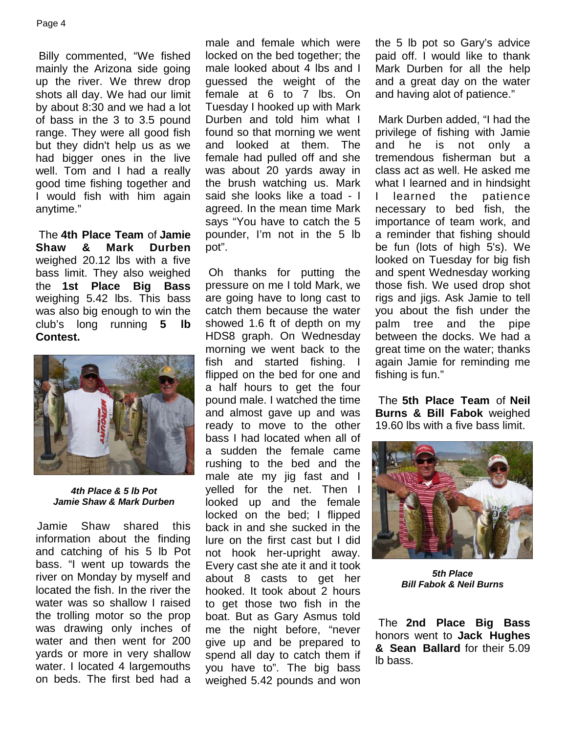Billy commented, "We fished mainly the Arizona side going up the river. We threw drop shots all day. We had our limit by about 8:30 and we had a lot of bass in the 3 to 3.5 pound range. They were all good fish but they didn't help us as we had bigger ones in the live well. Tom and I had a really good time fishing together and I would fish with him again anytime."

The **4th Place Team** of **Jamie Shaw & Mark Durben** weighed 20.12 lbs with a five bass limit. They also weighed the **1st Place Big Bass** weighing 5.42 lbs. This bass was also big enough to win the club's long running **5 lb Contest.**

***4th Place & 5 lb Pot***
***Jamie Shaw & Mark Durben***

Jamie Shaw shared this information about the finding and catching of his 5 lb Pot bass. "I went up towards the river on Monday by myself and located the fish. In the river the water was so shallow I raised the trolling motor so the prop was drawing only inches of water and then went for 200 yards or more in very shallow water. I located 4 largemouths on beds. The first bed had a male and female which were locked on the bed together; the male looked about 4 lbs and I guessed the weight of the female at 6 to 7 lbs. On Tuesday I hooked up with Mark Durben and told him what I found so that morning we went and looked at them. The female had pulled off and she was about 20 yards away in the brush watching us. Mark said she looks like a toad - I agreed. In the mean time Mark says "You have to catch the 5 pounder, I'm not in the 5 lb pot".

Oh thanks for putting the pressure on me I told Mark, we are going have to long cast to catch them because the water showed 1.6 ft of depth on my HDS8 graph. On Wednesday morning we went back to the fish and started fishing. I flipped on the bed for one and a half hours to get the four pound male. I watched the time and almost gave up and was ready to move to the other bass I had located when all of a sudden the female came rushing to the bed and the male ate my jig fast and I yelled for the net. Then I looked up and the female locked on the bed; I flipped back in and she sucked in the lure on the first cast but I did not hook her-upright away. Every cast she ate it and it took about 8 casts to get her hooked. It took about 2 hours to get those two fish in the boat. But as Gary Asmus told me the night before, "never give up and be prepared to spend all day to catch them if you have to". The big bass weighed 5.42 pounds and won the 5 lb pot so Gary's advice paid off. I would like to thank Mark Durben for all the help and a great day on the water and having alot of patience."

Mark Durben added, "I had the privilege of fishing with Jamie and he is not only a tremendous fisherman but a class act as well. He asked me what I learned and in hindsight I learned the patience necessary to bed fish, the importance of team work, and a reminder that fishing should be fun (lots of high 5's). We looked on Tuesday for big fish and spent Wednesday working those fish. We used drop shot rigs and jigs. Ask Jamie to tell you about the fish under the palm tree and the pipe between the docks. We had a great time on the water; thanks again Jamie for reminding me fishing is fun."

The **5th Place Team** of **Neil Burns & Bill Fabok** weighed 19.60 lbs with a five bass limit.

***5th Place***
***Bill Fabok & Neil Burns***

The **2nd Place Big Bass** honors went to **Jack Hughes & Sean Ballard** for their 5.09 lb bass.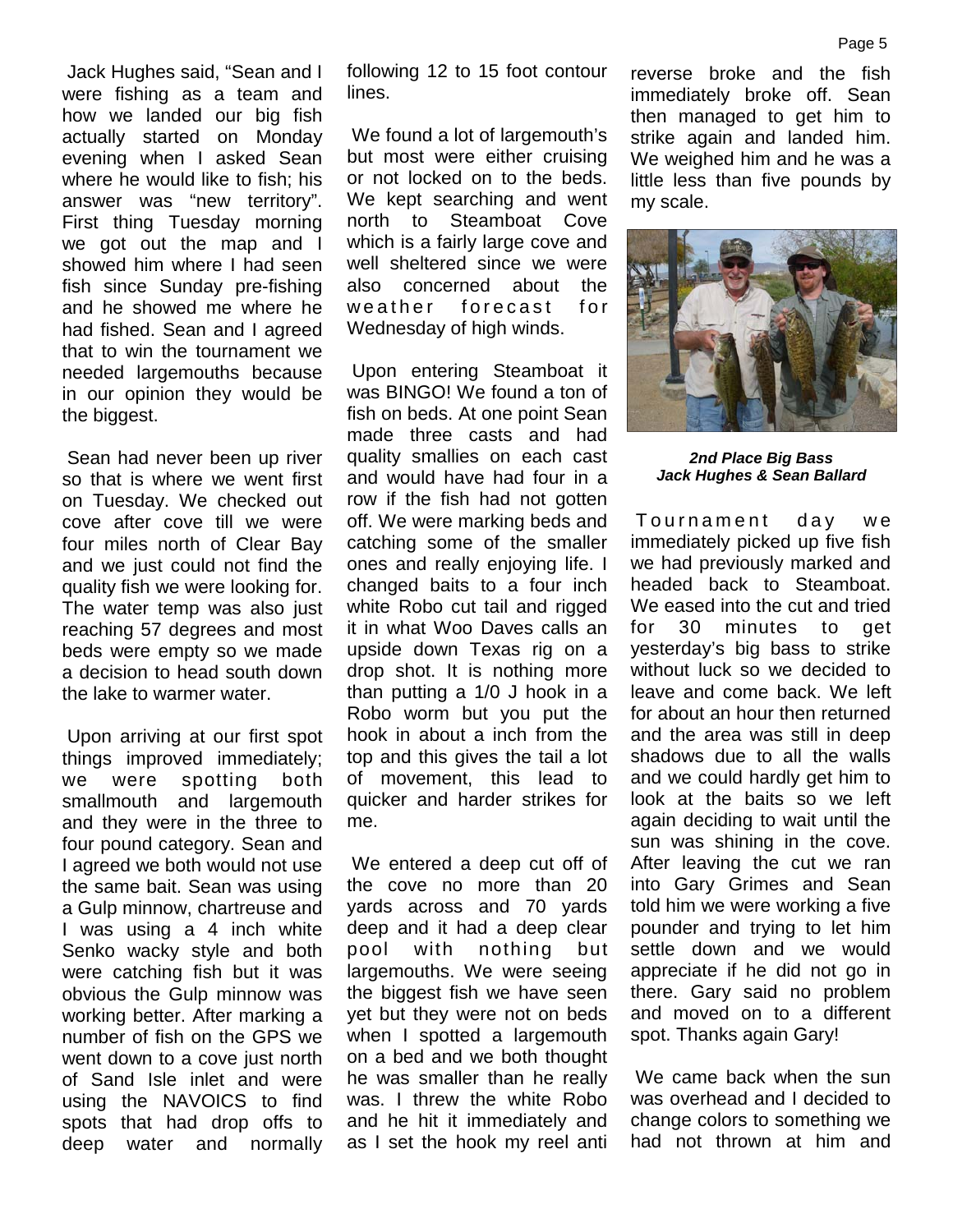Jack Hughes said, "Sean and I were fishing as a team and how we landed our big fish actually started on Monday evening when I asked Sean where he would like to fish; his answer was "new territory". First thing Tuesday morning we got out the map and I showed him where I had seen fish since Sunday pre-fishing and he showed me where he had fished. Sean and I agreed that to win the tournament we needed largemouths because in our opinion they would be the biggest.

Sean had never been up river so that is where we went first on Tuesday. We checked out cove after cove till we were four miles north of Clear Bay and we just could not find the quality fish we were looking for. The water temp was also just reaching 57 degrees and most beds were empty so we made a decision to head south down the lake to warmer water.

Upon arriving at our first spot things improved immediately; we were spotting both smallmouth and largemouth and they were in the three to four pound category. Sean and I agreed we both would not use the same bait. Sean was using a Gulp minnow, chartreuse and I was using a 4 inch white Senko wacky style and both were catching fish but it was obvious the Gulp minnow was working better. After marking a number of fish on the GPS we went down to a cove just north of Sand Isle inlet and were using the NAVOICS to find spots that had drop offs to deep water and normally following 12 to 15 foot contour lines.

We found a lot of largemouth's but most were either cruising or not locked on to the beds. We kept searching and went north to Steamboat Cove which is a fairly large cove and well sheltered since we were also concerned about the weather forecast for Wednesday of high winds.

Upon entering Steamboat it was BINGO! We found a ton of fish on beds. At one point Sean made three casts and had quality smallies on each cast and would have had four in a row if the fish had not gotten off. We were marking beds and catching some of the smaller ones and really enjoying life. I changed baits to a four inch white Robo cut tail and rigged it in what Woo Daves calls an upside down Texas rig on a drop shot. It is nothing more than putting a 1/0 J hook in a Robo worm but you put the hook in about a inch from the top and this gives the tail a lot of movement, this lead to quicker and harder strikes for me.

We entered a deep cut off of the cove no more than 20 yards across and 70 yards deep and it had a deep clear pool with nothing but largemouths. We were seeing the biggest fish we have seen yet but they were not on beds when I spotted a largemouth on a bed and we both thought he was smaller than he really was. I threw the white Robo and he hit it immediately and as I set the hook my reel anti reverse broke and the fish immediately broke off. Sean then managed to get him to strike again and landed him. We weighed him and he was a little less than five pounds by my scale.

***2nd Place Big Bass***
***Jack Hughes & Sean Ballard***

Tournament day we immediately picked up five fish we had previously marked and headed back to Steamboat. We eased into the cut and tried for 30 minutes to get yesterday's big bass to strike without luck so we decided to leave and come back. We left for about an hour then returned and the area was still in deep shadows due to all the walls and we could hardly get him to look at the baits so we left again deciding to wait until the sun was shining in the cove. After leaving the cut we ran into Gary Grimes and Sean told him we were working a five pounder and trying to let him settle down and we would appreciate if he did not go in there. Gary said no problem and moved on to a different spot. Thanks again Gary!

We came back when the sun was overhead and I decided to change colors to something we had not thrown at him and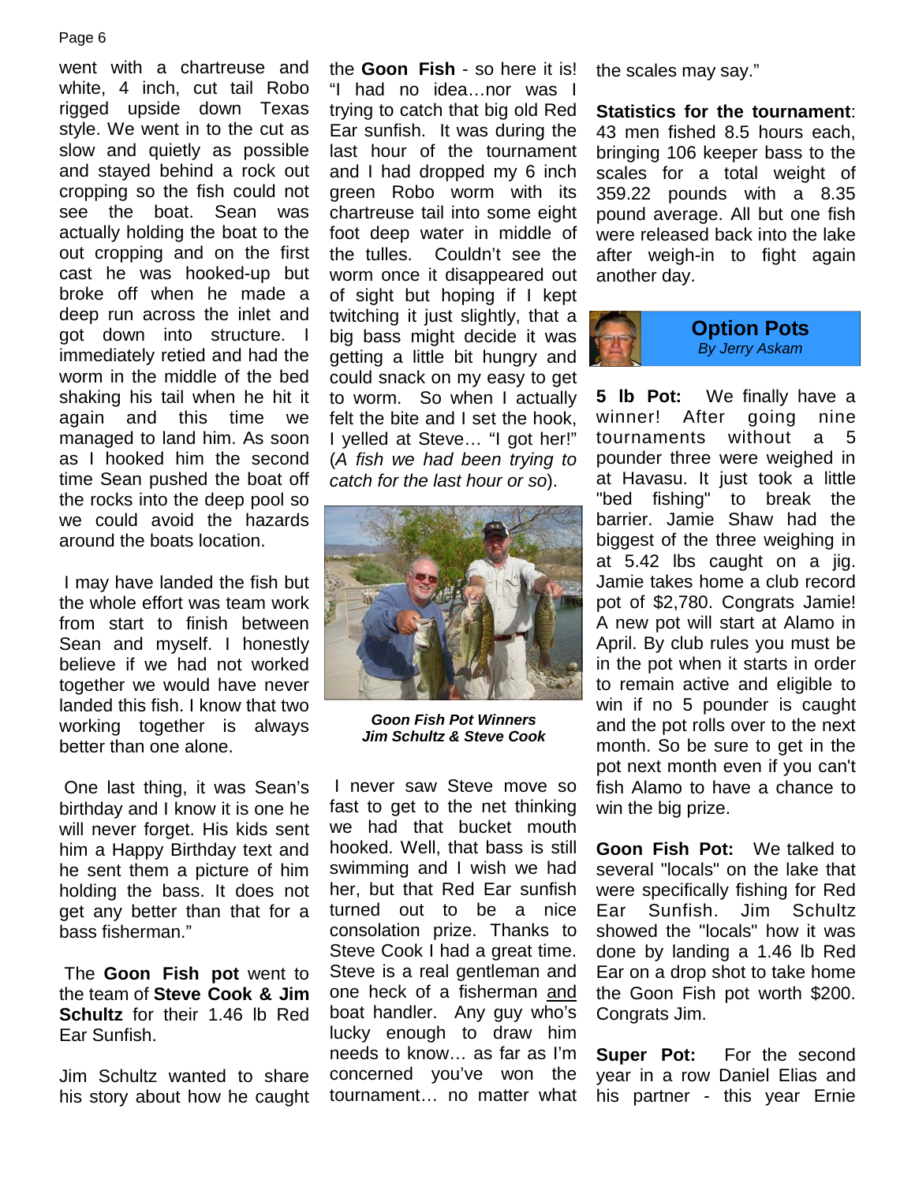went with a chartreuse and white, 4 inch, cut tail Robo rigged upside down Texas style. We went in to the cut as slow and quietly as possible and stayed behind a rock out cropping so the fish could not see the boat. Sean was actually holding the boat to the out cropping and on the first cast he was hooked-up but broke off when he made a deep run across the inlet and got down into structure. I immediately retied and had the worm in the middle of the bed shaking his tail when he hit it again and this time we managed to land him. As soon as I hooked him the second time Sean pushed the boat off the rocks into the deep pool so we could avoid the hazards around the boats location.

I may have landed the fish but the whole effort was team work from start to finish between Sean and myself. I honestly believe if we had not worked together we would have never landed this fish. I know that two working together is always better than one alone.

One last thing, it was Sean's birthday and I know it is one he will never forget. His kids sent him a Happy Birthday text and he sent them a picture of him holding the bass. It does not get any better than that for a bass fisherman."

The **Goon Fish pot** went to the team of **Steve Cook & Jim Schultz** for their 1.46 lb Red Ear Sunfish.

Jim Schultz wanted to share his story about how he caught the **Goon Fish** - so here it is! "I had no idea…nor was I trying to catch that big old Red Ear sunfish. It was during the last hour of the tournament and I had dropped my 6 inch green Robo worm with its chartreuse tail into some eight foot deep water in middle of the tulles. Couldn't see the worm once it disappeared out of sight but hoping if I kept twitching it just slightly, that a big bass might decide it was getting a little bit hungry and could snack on my easy to get to worm. So when I actually felt the bite and I set the hook, I yelled at Steve… "I got her!" (*A fish we had been trying to catch for the last hour or so*).

***Goon Fish Pot Winners***
***Jim Schultz & Steve Cook***

I never saw Steve move so fast to get to the net thinking we had that bucket mouth hooked. Well, that bass is still swimming and I wish we had her, but that Red Ear sunfish turned out to be a nice consolation prize. Thanks to Steve Cook I had a great time. Steve is a real gentleman and one heck of a fisherman and boat handler. Any guy who's lucky enough to draw him needs to know… as far as I'm concerned you've won the tournament… no matter what the scales may say."

**Statistics for the tournament**: 43 men fished 8.5 hours each, bringing 106 keeper bass to the scales for a total weight of 359.22 pounds with a 8.35 pound average. All but one fish were released back into the lake after weigh-in to fight again another day.

## Option Pots
*By Jerry Askam*

**5 lb Pot:** We finally have a winner! After going nine tournaments without a 5 pounder three were weighed in at Havasu. It just took a little "bed fishing" to break the barrier. Jamie Shaw had the biggest of the three weighing in at 5.42 lbs caught on a jig. Jamie takes home a club record pot of $2,780. Congrats Jamie! A new pot will start at Alamo in April. By club rules you must be in the pot when it starts in order to remain active and eligible to win if no 5 pounder is caught and the pot rolls over to the next month. So be sure to get in the pot next month even if you can't fish Alamo to have a chance to win the big prize.

**Goon Fish Pot:** We talked to several "locals" on the lake that were specifically fishing for Red Ear Sunfish. Jim Schultz showed the "locals" how it was done by landing a 1.46 lb Red Ear on a drop shot to take home the Goon Fish pot worth $200. Congrats Jim.

**Super Pot:** For the second year in a row Daniel Elias and his partner - this year Ernie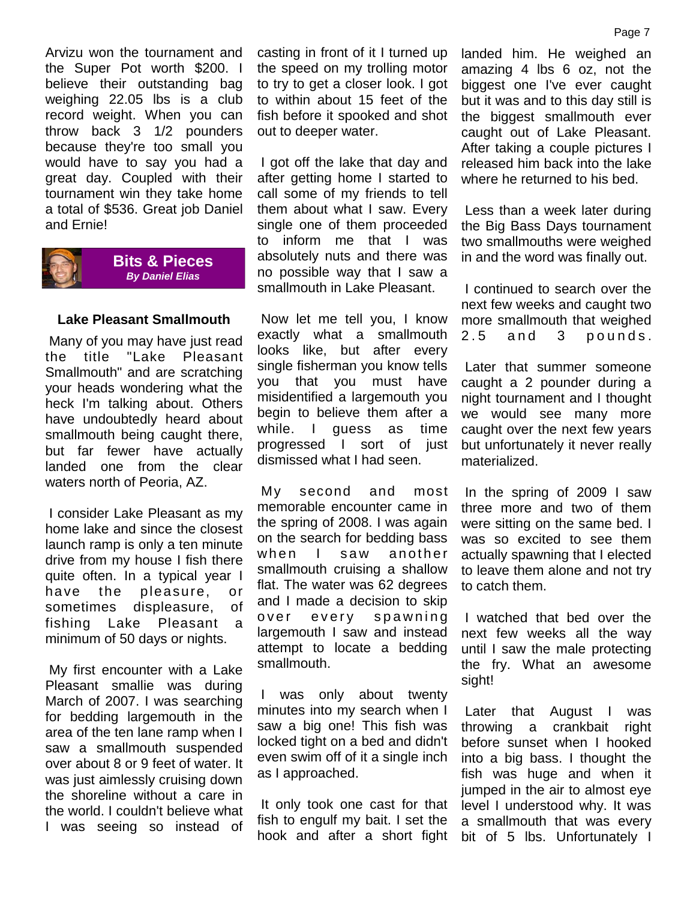Arvizu won the tournament and the Super Pot worth $200. I believe their outstanding bag weighing 22.05 lbs is a club record weight. When you can throw back 3 1/2 pounders because they're too small you would have to say you had a great day. Coupled with their tournament win they take home a total of $536. Great job Daniel and Ernie!

## Bits & Pieces

***By Daniel Elias***

### Lake Pleasant Smallmouth

Many of you may have just read the title "Lake Pleasant Smallmouth" and are scratching your heads wondering what the heck I'm talking about. Others have undoubtedly heard about smallmouth being caught there, but far fewer have actually landed one from the clear waters north of Peoria, AZ.

I consider Lake Pleasant as my home lake and since the closest launch ramp is only a ten minute drive from my house I fish there quite often. In a typical year I have the pleasure, or sometimes displeasure, of fishing Lake Pleasant a minimum of 50 days or nights.

My first encounter with a Lake Pleasant smallie was during March of 2007. I was searching for bedding largemouth in the area of the ten lane ramp when I saw a smallmouth suspended over about 8 or 9 feet of water. It was just aimlessly cruising down the shoreline without a care in the world. I couldn't believe what I was seeing so instead of casting in front of it I turned up the speed on my trolling motor to try to get a closer look. I got to within about 15 feet of the fish before it spooked and shot out to deeper water.

I got off the lake that day and after getting home I started to call some of my friends to tell them about what I saw. Every single one of them proceeded to inform me that I was absolutely nuts and there was no possible way that I saw a smallmouth in Lake Pleasant.

Now let me tell you, I know exactly what a smallmouth looks like, but after every single fisherman you know tells you that you must have misidentified a largemouth you begin to believe them after a while. I guess as time progressed I sort of just dismissed what I had seen.

My second and most memorable encounter came in the spring of 2008. I was again on the search for bedding bass when I saw another smallmouth cruising a shallow flat. The water was 62 degrees and I made a decision to skip over every spawning largemouth I saw and instead attempt to locate a bedding smallmouth.

I was only about twenty minutes into my search when I saw a big one! This fish was locked tight on a bed and didn't even swim off of it a single inch as I approached.

It only took one cast for that fish to engulf my bait. I set the hook and after a short fight landed him. He weighed an amazing 4 lbs 6 oz, not the biggest one I've ever caught but it was and to this day still is the biggest smallmouth ever caught out of Lake Pleasant. After taking a couple pictures I released him back into the lake where he returned to his bed.

Less than a week later during the Big Bass Days tournament two smallmouths were weighed in and the word was finally out.

I continued to search over the next few weeks and caught two more smallmouth that weighed 2.5 and 3 pounds.

Later that summer someone caught a 2 pounder during a night tournament and I thought we would see many more caught over the next few years but unfortunately it never really materialized.

In the spring of 2009 I saw three more and two of them were sitting on the same bed. I was so excited to see them actually spawning that I elected to leave them alone and not try to catch them.

I watched that bed over the next few weeks all the way until I saw the male protecting the fry. What an awesome sight!

Later that August I was throwing a crankbait right before sunset when I hooked into a big bass. I thought the fish was huge and when it jumped in the air to almost eye level I understood why. It was a smallmouth that was every bit of 5 lbs. Unfortunately I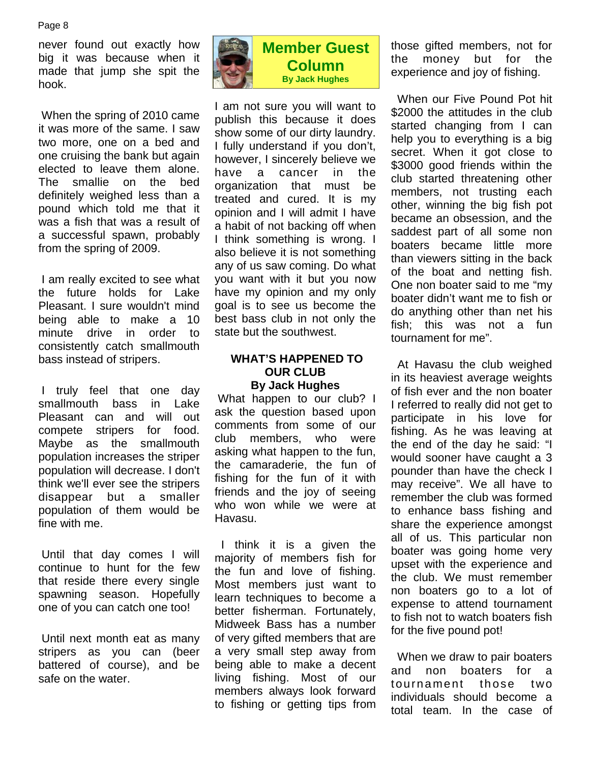never found out exactly how big it was because when it made that jump she spit the hook.

When the spring of 2010 came it was more of the same. I saw two more, one on a bed and one cruising the bank but again elected to leave them alone. The smallie on the bed definitely weighed less than a pound which told me that it was a fish that was a result of a successful spawn, probably from the spring of 2009.

I am really excited to see what the future holds for Lake Pleasant. I sure wouldn't mind being able to make a 10 minute drive in order to consistently catch smallmouth bass instead of stripers.

I truly feel that one day smallmouth bass in Lake Pleasant can and will out compete stripers for food. Maybe as the smallmouth population increases the striper population will decrease. I don't think we'll ever see the stripers disappear but a smaller population of them would be fine with me.

Until that day comes I will continue to hunt for the few that reside there every single spawning season. Hopefully one of you can catch one too!

Until next month eat as many stripers as you can (beer battered of course), and be safe on the water.

# Member Guest Column

**By Jack Hughes**

I am not sure you will want to publish this because it does show some of our dirty laundry. I fully understand if you don't, however, I sincerely believe we have a cancer in the organization that must be treated and cured. It is my opinion and I will admit I have a habit of not backing off when I think something is wrong. I also believe it is not something any of us saw coming. Do what you want with it but you now have my opinion and my only goal is to see us become the best bass club in not only the state but the southwest.

## WHAT'S HAPPENED TO OUR CLUB

**By Jack Hughes**

What happen to our club? I ask the question based upon comments from some of our club members, who were asking what happen to the fun, the camaraderie, the fun of fishing for the fun of it with friends and the joy of seeing who won while we were at Havasu.

I think it is a given the majority of members fish for the fun and love of fishing. Most members just want to learn techniques to become a better fisherman. Fortunately, Midweek Bass has a number of very gifted members that are a very small step away from being able to make a decent living fishing. Most of our members always look forward to fishing or getting tips from those gifted members, not for the money but for the experience and joy of fishing.

When our Five Pound Pot hit $2000 the attitudes in the club started changing from I can help you to everything is a big secret. When it got close to $3000 good friends within the club started threatening other members, not trusting each other, winning the big fish pot became an obsession, and the saddest part of all some non boaters became little more than viewers sitting in the back of the boat and netting fish. One non boater said to me "my boater didn't want me to fish or do anything other than net his fish; this was not a fun tournament for me".

At Havasu the club weighed in its heaviest average weights of fish ever and the non boater I referred to really did not get to participate in his love for fishing. As he was leaving at the end of the day he said: "I would sooner have caught a 3 pounder than have the check I may receive". We all have to remember the club was formed to enhance bass fishing and share the experience amongst all of us. This particular non boater was going home very upset with the experience and the club. We must remember non boaters go to a lot of expense to attend tournament to fish not to watch boaters fish for the five pound pot!

When we draw to pair boaters and non boaters for a tournament those two individuals should become a total team. In the case of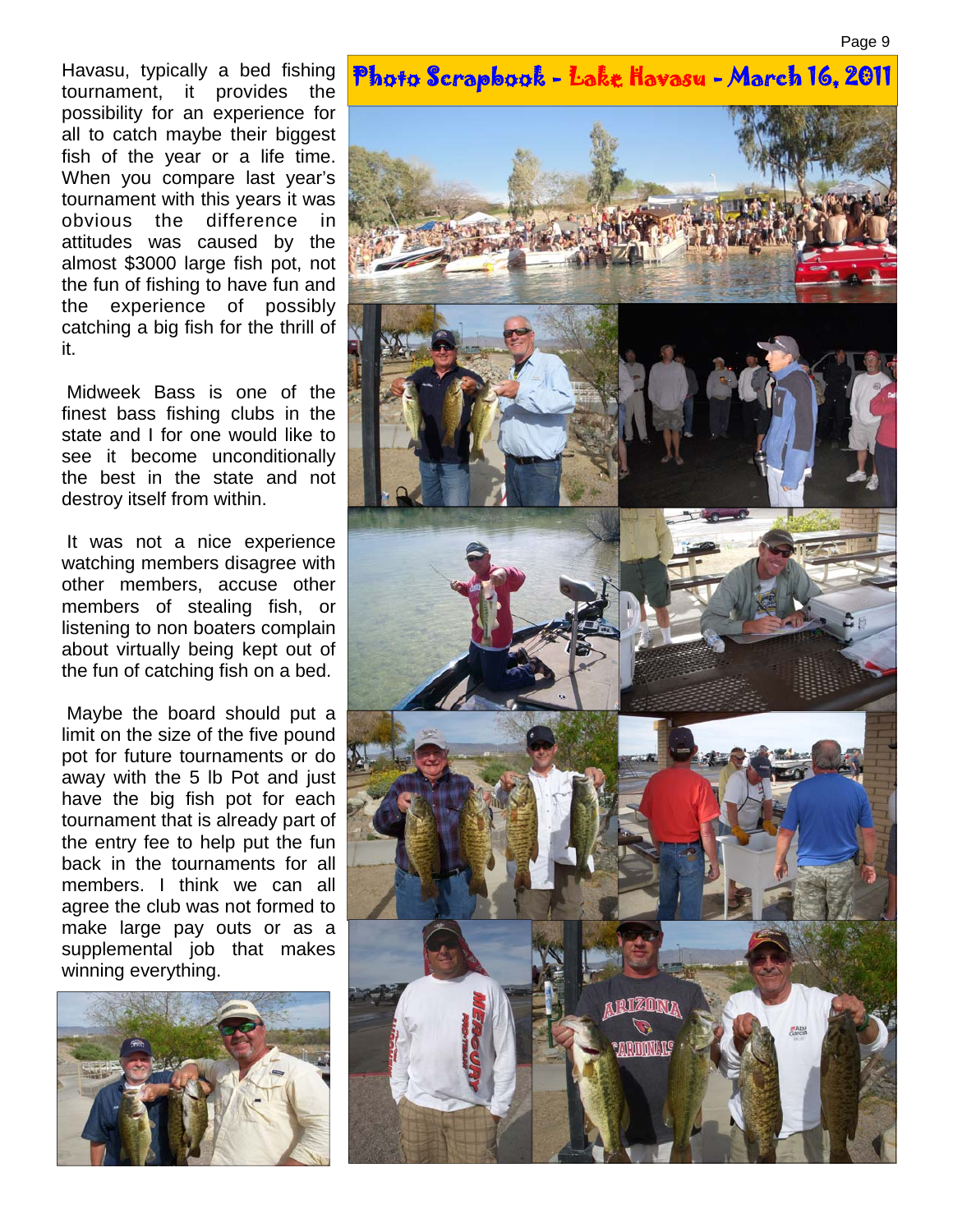Havasu, typically a bed fishing tournament, it provides the possibility for an experience for all to catch maybe their biggest fish of the year or a life time. When you compare last year's tournament with this years it was obvious the difference in attitudes was caused by the almost $3000 large fish pot, not the fun of fishing to have fun and the experience of possibly catching a big fish for the thrill of it.

Midweek Bass is one of the finest bass fishing clubs in the state and I for one would like to see it become unconditionally the best in the state and not destroy itself from within.

It was not a nice experience watching members disagree with other members, accuse other members of stealing fish, or listening to non boaters complain about virtually being kept out of the fun of catching fish on a bed.

Maybe the board should put a limit on the size of the five pound pot for future tournaments or do away with the 5 lb Pot and just have the big fish pot for each tournament that is already part of the entry fee to help put the fun back in the tournaments for all members. I think we can all agree the club was not formed to make large pay outs or as a supplemental job that makes winning everything.

## Photo Scrapbook - Lake Havasu - March 16, 2011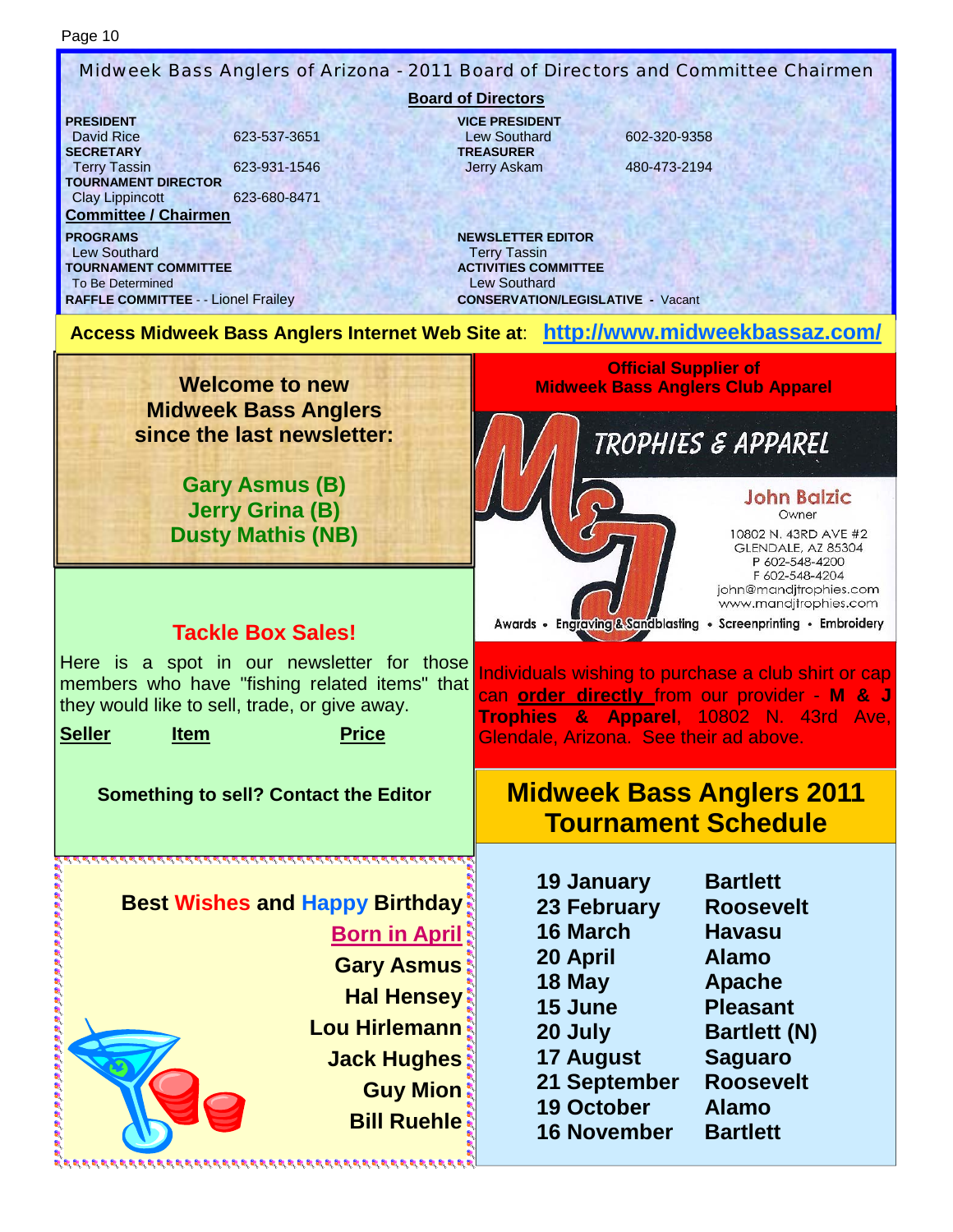## Midweek Bass Anglers of Arizona - 2011 Board of Directors and Committee Chairmen

### Board of Directors

**PRESIDENT**
David Rice 623-537-3651

**VICE PRESIDENT**
Lew Southard 602-320-9358

**SECRETARY**
Terry Tassin 623-931-1546

**TREASURER**
Jerry Askam 480-473-2194

**TOURNAMENT DIRECTOR**
Clay Lippincott 623-680-8471

### Committee / Chairmen

**PROGRAMS**
Lew Southard

**TOURNAMENT COMMITTEE**
To Be Determined

**RAFFLE COMMITTEE** - - Lionel Frailey

**NEWSLETTER EDITOR**
Terry Tassin

**ACTIVITIES COMMITTEE**
Lew Southard

**CONSERVATION/LEGISLATIVE** - Vacant

**Access Midweek Bass Anglers Internet Web Site at**: **http://www.midweekbassaz.com/**

## Welcome to new Midweek Bass Anglers since the last newsletter:

**Gary Asmus (B)**
**Jerry Grina (B)**
**Dusty Mathis (NB)**

## Official Supplier of Midweek Bass Anglers Club Apparel

M&J TROPHIES & APPAREL

John Balzic
Owner
10802 N. 43RD AVE #2
GLENDALE, AZ 85304
P 602-548-4200
F 602-548-4204
john@mandjtrophies.com
www.mandjtrophies.com

Awards • Engraving & Sandblasting • Screenprinting • Embroidery

Individuals wishing to purchase a club shirt or cap can **order directly** from our provider - **M & J Trophies & Apparel**, 10802 N. 43rd Ave, Glendale, Arizona. See their ad above.

## Tackle Box Sales!

Here is a spot in our newsletter for those members who have "fishing related items" that they would like to sell, trade, or give away.

| Seller | Item | Price |
|---|---|---|

**Something to sell? Contact the Editor**

## Midweek Bass Anglers 2011 Tournament Schedule

| | |
|---|---|
| 19 January | Bartlett |
| 23 February | Roosevelt |
| 16 March | Havasu |
| 20 April | Alamo |
| 18 May | Apache |
| 15 June | Pleasant |
| 20 July | Bartlett (N) |
| 17 August | Saguaro |
| 21 September | Roosevelt |
| 19 October | Alamo |
| 16 November | Bartlett |

**Best Wishes and Happy Birthday**

**Born in April**

**Gary Asmus**
**Hal Hensey**
**Lou Hirlemann**
**Jack Hughes**
**Guy Mion**
**Bill Ruehle**